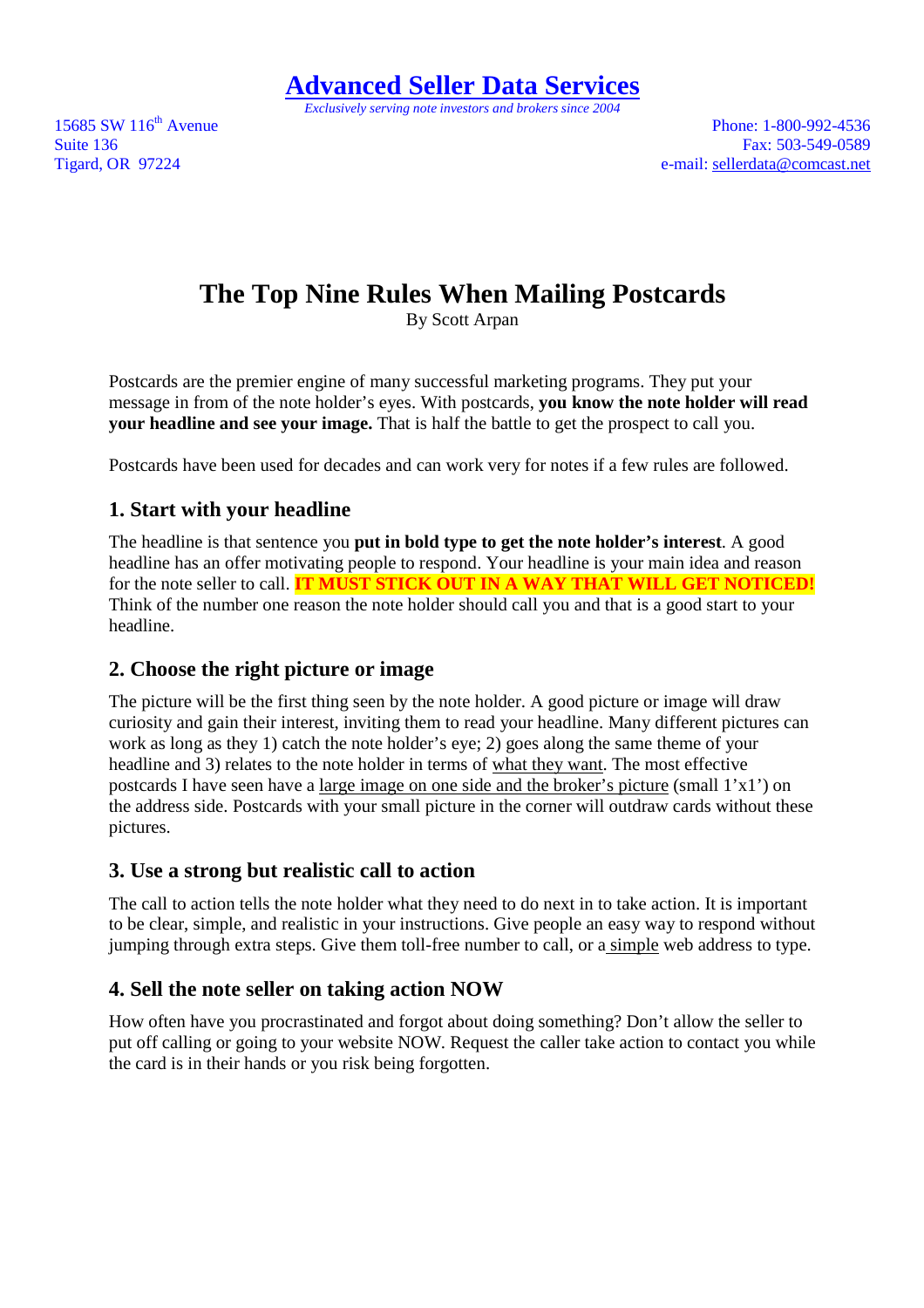# Advanced Seller Data Services

*Exclusively serving note investors and brokers since 2004*

15685 SW 116th Avenue
Suite 136
Tigard, OR 97224

Phone: 1-800-992-4536
Fax: 503-549-0589
e-mail: sellerdata@comcast.net

## The Top Nine Rules When Mailing Postcards

By Scott Arpan

Postcards are the premier engine of many successful marketing programs. They put your message in from of the note holder's eyes. With postcards, **you know the note holder will read your headline and see your image.** That is half the battle to get the prospect to call you.

Postcards have been used for decades and can work very for notes if a few rules are followed.

### 1. Start with your headline

The headline is that sentence you **put in bold type to get the note holder's interest**. A good headline has an offer motivating people to respond. Your headline is your main idea and reason for the note seller to call. **IT MUST STICK OUT IN A WAY THAT WILL GET NOTICED!** Think of the number one reason the note holder should call you and that is a good start to your headline.

### 2. Choose the right picture or image

The picture will be the first thing seen by the note holder. A good picture or image will draw curiosity and gain their interest, inviting them to read your headline. Many different pictures can work as long as they 1) catch the note holder's eye; 2) goes along the same theme of your headline and 3) relates to the note holder in terms of what they want. The most effective postcards I have seen have a large image on one side and the broker's picture (small 1'x1') on the address side. Postcards with your small picture in the corner will outdraw cards without these pictures.

### 3. Use a strong but realistic call to action

The call to action tells the note holder what they need to do next in to take action. It is important to be clear, simple, and realistic in your instructions. Give people an easy way to respond without jumping through extra steps. Give them toll-free number to call, or a simple web address to type.

### 4. Sell the note seller on taking action NOW

How often have you procrastinated and forgot about doing something? Don't allow the seller to put off calling or going to your website NOW. Request the caller take action to contact you while the card is in their hands or you risk being forgotten.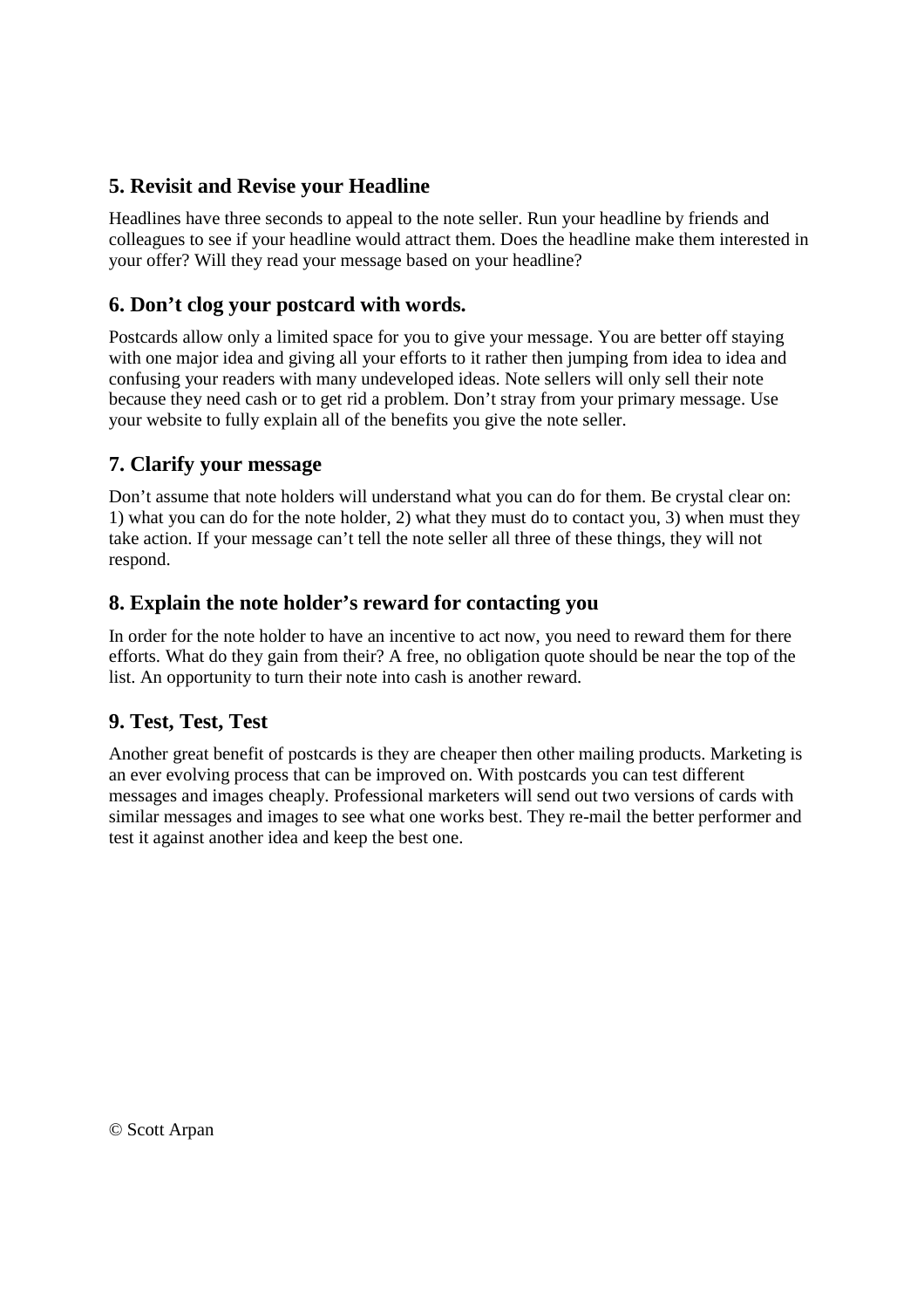## 5. Revisit and Revise your Headline

Headlines have three seconds to appeal to the note seller. Run your headline by friends and colleagues to see if your headline would attract them. Does the headline make them interested in your offer? Will they read your message based on your headline?

## 6. Don't clog your postcard with words.

Postcards allow only a limited space for you to give your message. You are better off staying with one major idea and giving all your efforts to it rather then jumping from idea to idea and confusing your readers with many undeveloped ideas. Note sellers will only sell their note because they need cash or to get rid a problem. Don't stray from your primary message. Use your website to fully explain all of the benefits you give the note seller.

## 7. Clarify your message

Don't assume that note holders will understand what you can do for them. Be crystal clear on: 1) what you can do for the note holder, 2) what they must do to contact you, 3) when must they take action. If your message can't tell the note seller all three of these things, they will not respond.

## 8. Explain the note holder's reward for contacting you

In order for the note holder to have an incentive to act now, you need to reward them for there efforts. What do they gain from their? A free, no obligation quote should be near the top of the list. An opportunity to turn their note into cash is another reward.

## 9. Test, Test, Test

Another great benefit of postcards is they are cheaper then other mailing products. Marketing is an ever evolving process that can be improved on. With postcards you can test different messages and images cheaply. Professional marketers will send out two versions of cards with similar messages and images to see what one works best. They re-mail the better performer and test it against another idea and keep the best one.

© Scott Arpan